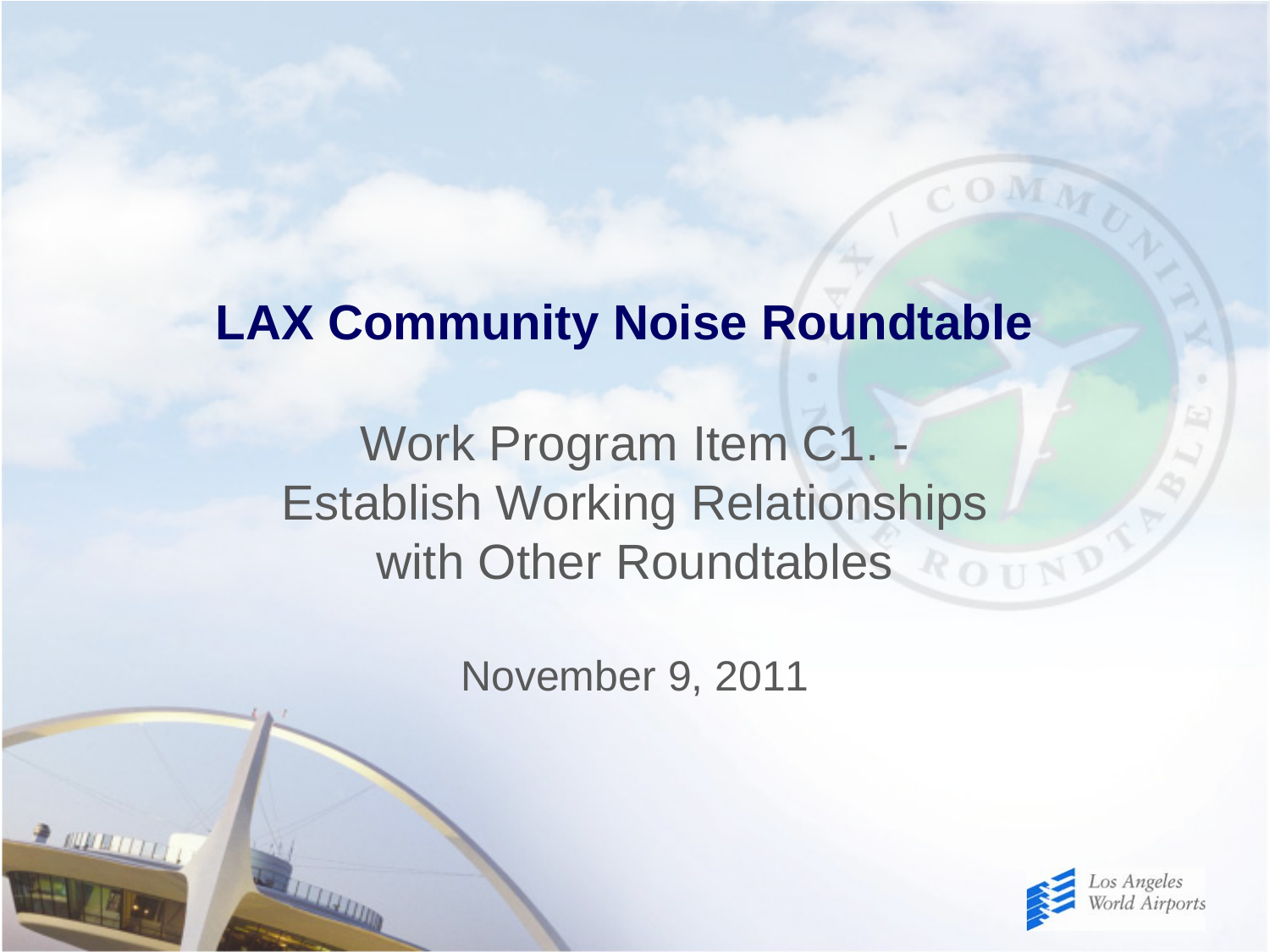# LAX Community Noise Roundtable

## Work Program Item C1. - Establish Working Relationships with Other Roundtables

November 9, 2011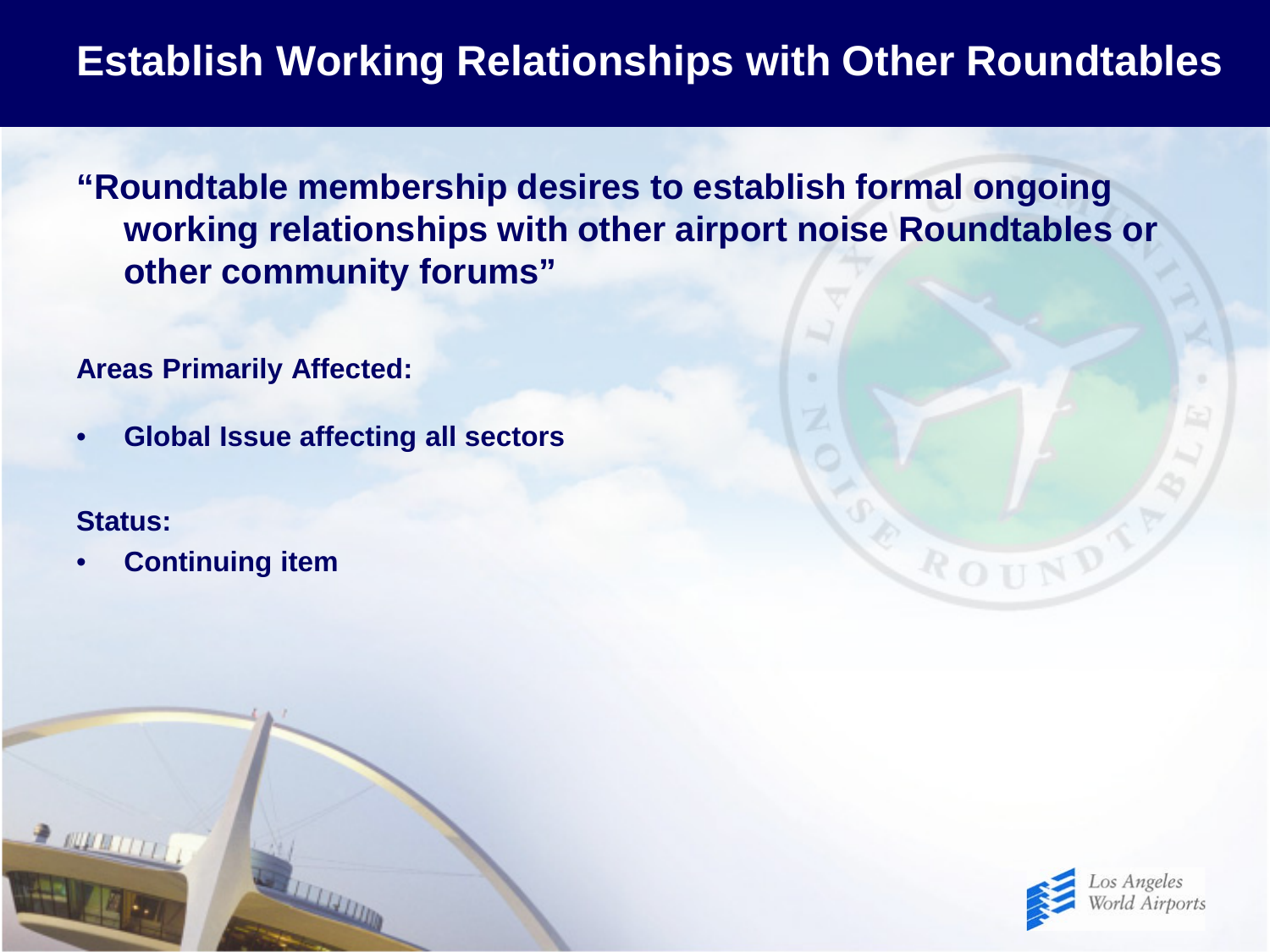# Establish Working Relationships with Other Roundtables

**"Roundtable membership desires to establish formal ongoing working relationships with other airport noise Roundtables or other community forums"**

**Areas Primarily Affected:**

- **Global Issue affecting all sectors**

**Status:**

- **Continuing item**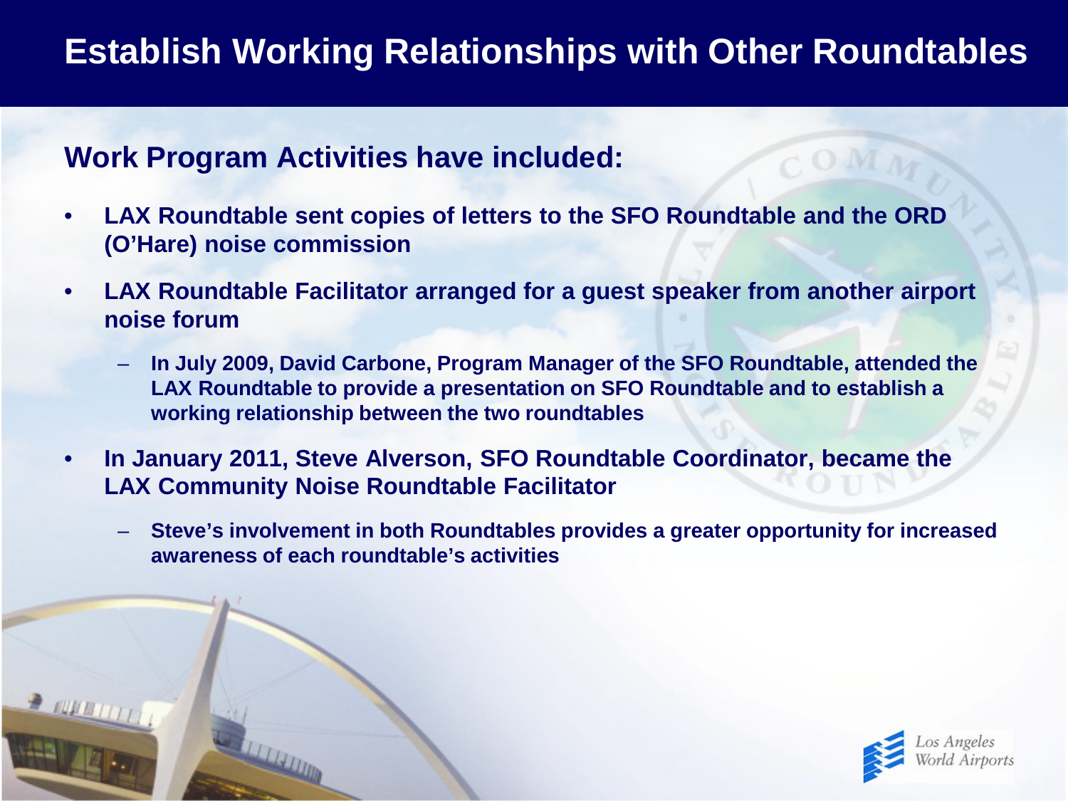# Establish Working Relationships with Other Roundtables

## Work Program Activities have included:

- LAX Roundtable sent copies of letters to the SFO Roundtable and the ORD (O'Hare) noise commission
- LAX Roundtable Facilitator arranged for a guest speaker from another airport noise forum
  - In July 2009, David Carbone, Program Manager of the SFO Roundtable, attended the LAX Roundtable to provide a presentation on SFO Roundtable and to establish a working relationship between the two roundtables
- In January 2011, Steve Alverson, SFO Roundtable Coordinator, became the LAX Community Noise Roundtable Facilitator
  - Steve's involvement in both Roundtables provides a greater opportunity for increased awareness of each roundtable's activities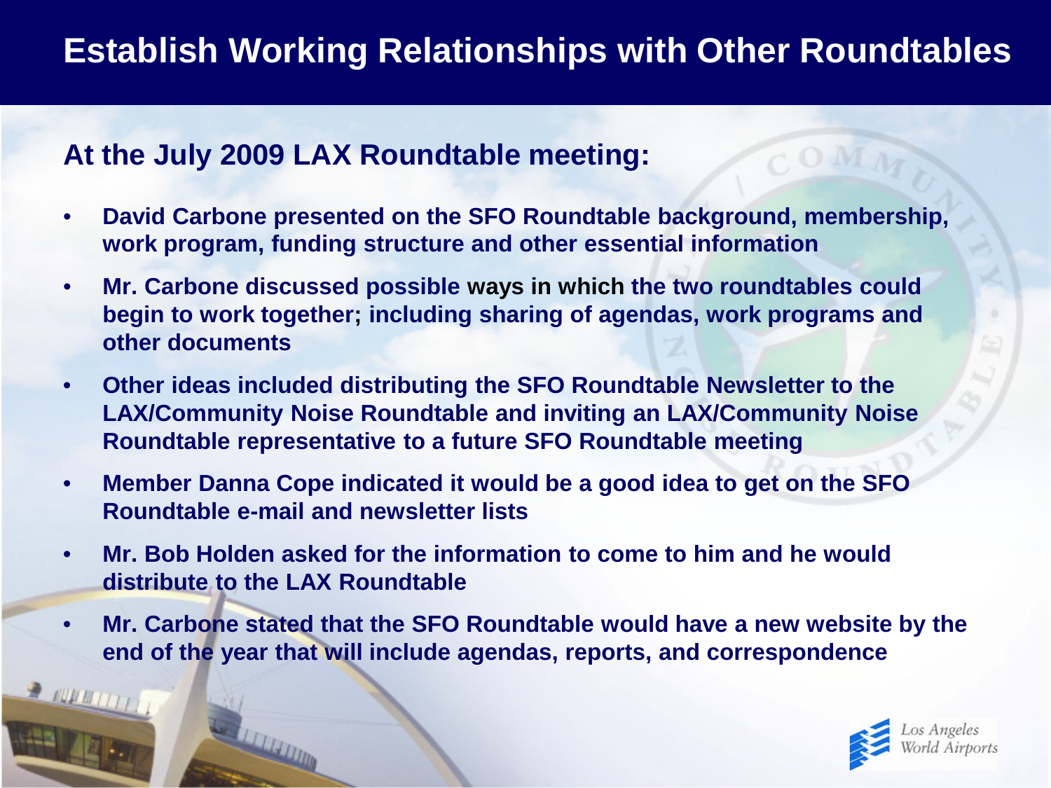# Establish Working Relationships with Other Roundtables

## At the July 2009 LAX Roundtable meeting:

- **David Carbone presented on the SFO Roundtable background, membership, work program, funding structure and other essential information**
- **Mr. Carbone discussed possible ways in which the two roundtables could begin to work together; including sharing of agendas, work programs and other documents**
- **Other ideas included distributing the SFO Roundtable Newsletter to the LAX/Community Noise Roundtable and inviting an LAX/Community Noise Roundtable representative to a future SFO Roundtable meeting**
- **Member Danna Cope indicated it would be a good idea to get on the SFO Roundtable e-mail and newsletter lists**
- **Mr. Bob Holden asked for the information to come to him and he would distribute to the LAX Roundtable**
- **Mr. Carbone stated that the SFO Roundtable would have a new website by the end of the year that will include agendas, reports, and correspondence**

Los Angeles World Airports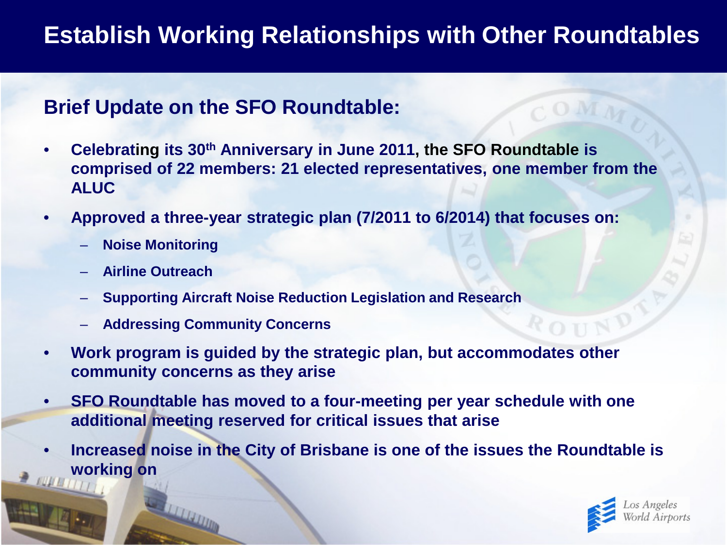# Establish Working Relationships with Other Roundtables

## Brief Update on the SFO Roundtable:

- Celebrating its 30th Anniversary in June 2011, the SFO Roundtable is comprised of 22 members: 21 elected representatives, one member from the ALUC
- Approved a three-year strategic plan (7/2011 to 6/2014) that focuses on:
  - Noise Monitoring
  - Airline Outreach
  - Supporting Aircraft Noise Reduction Legislation and Research
  - Addressing Community Concerns
- Work program is guided by the strategic plan, but accommodates other community concerns as they arise
- SFO Roundtable has moved to a four-meeting per year schedule with one additional meeting reserved for critical issues that arise
- Increased noise in the City of Brisbane is one of the issues the Roundtable is working on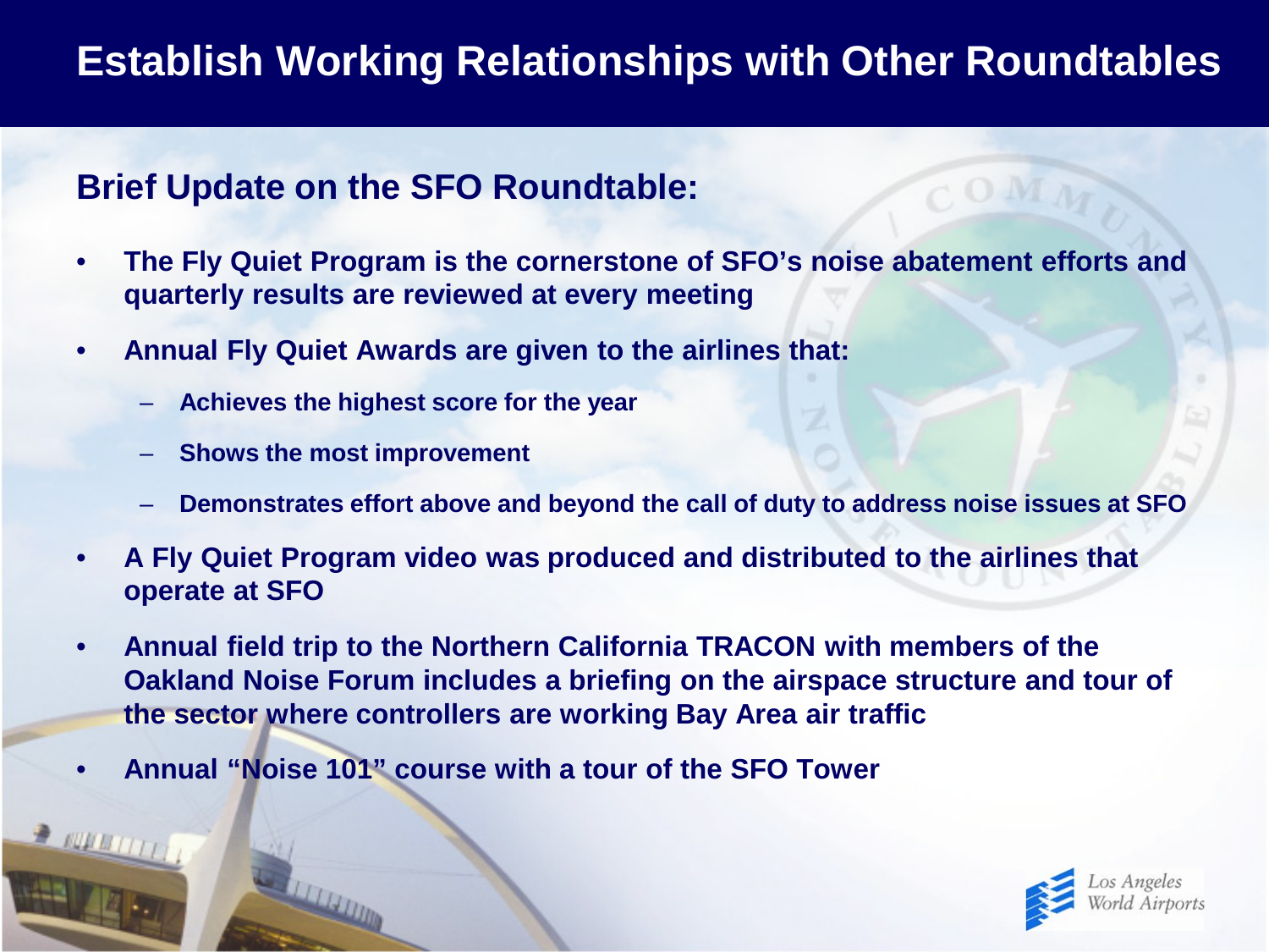# Establish Working Relationships with Other Roundtables

## Brief Update on the SFO Roundtable:

- **The Fly Quiet Program is the cornerstone of SFO's noise abatement efforts and quarterly results are reviewed at every meeting**
- **Annual Fly Quiet Awards are given to the airlines that:**
  - **Achieves the highest score for the year**
  - **Shows the most improvement**
  - **Demonstrates effort above and beyond the call of duty to address noise issues at SFO**
- **A Fly Quiet Program video was produced and distributed to the airlines that operate at SFO**
- **Annual field trip to the Northern California TRACON with members of the Oakland Noise Forum includes a briefing on the airspace structure and tour of the sector where controllers are working Bay Area air traffic**
- **Annual "Noise 101" course with a tour of the SFO Tower**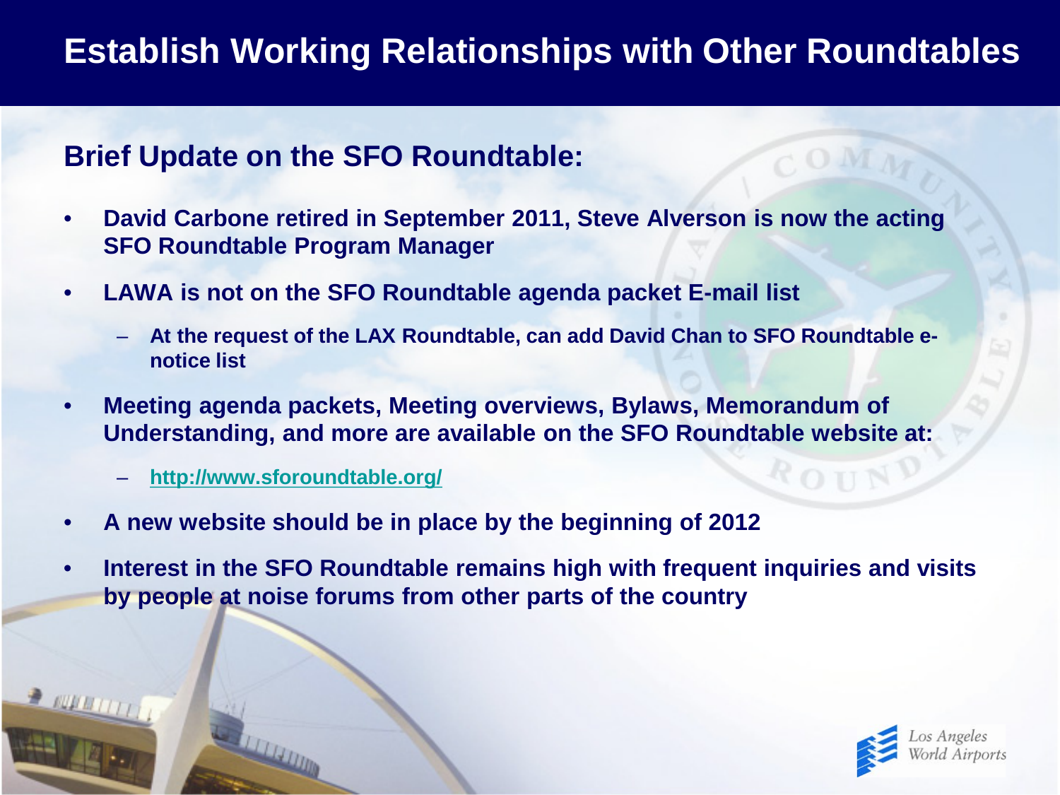# Establish Working Relationships with Other Roundtables

## Brief Update on the SFO Roundtable:

- **David Carbone retired in September 2011, Steve Alverson is now the acting SFO Roundtable Program Manager**
- **LAWA is not on the SFO Roundtable agenda packet E-mail list**
  - **At the request of the LAX Roundtable, can add David Chan to SFO Roundtable e-notice list**
- **Meeting agenda packets, Meeting overviews, Bylaws, Memorandum of Understanding, and more are available on the SFO Roundtable website at:**
  - **http://www.sforoundtable.org/**
- **A new website should be in place by the beginning of 2012**
- **Interest in the SFO Roundtable remains high with frequent inquiries and visits by people at noise forums from other parts of the country**

Los Angeles World Airports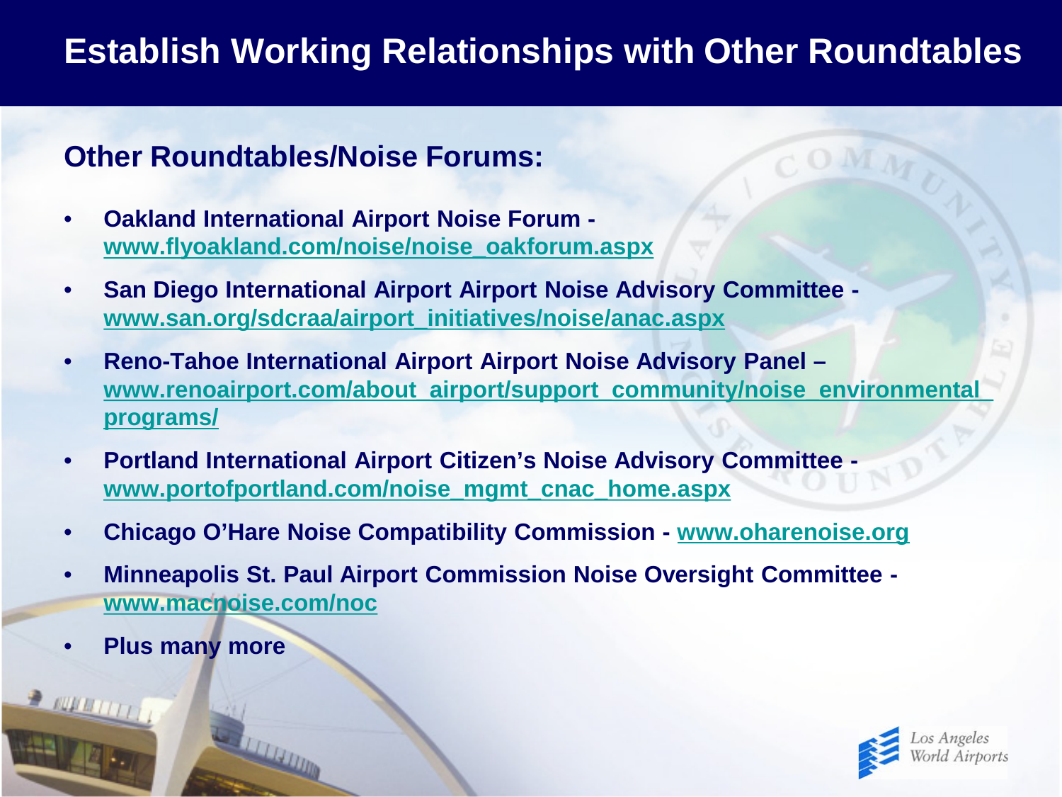# Establish Working Relationships with Other Roundtables

## Other Roundtables/Noise Forums:

- **Oakland International Airport Noise Forum - www.flyoakland.com/noise/noise_oakforum.aspx**
- **San Diego International Airport Airport Noise Advisory Committee - www.san.org/sdcraa/airport_initiatives/noise/anac.aspx**
- **Reno-Tahoe International Airport Airport Noise Advisory Panel – www.renoairport.com/about_airport/support_community/noise_environmental_programs/**
- **Portland International Airport Citizen's Noise Advisory Committee - www.portofportland.com/noise_mgmt_cnac_home.aspx**
- **Chicago O'Hare Noise Compatibility Commission - www.oharenoise.org**
- **Minneapolis St. Paul Airport Commission Noise Oversight Committee - www.macnoise.com/noc**
- **Plus many more**

Los Angeles World Airports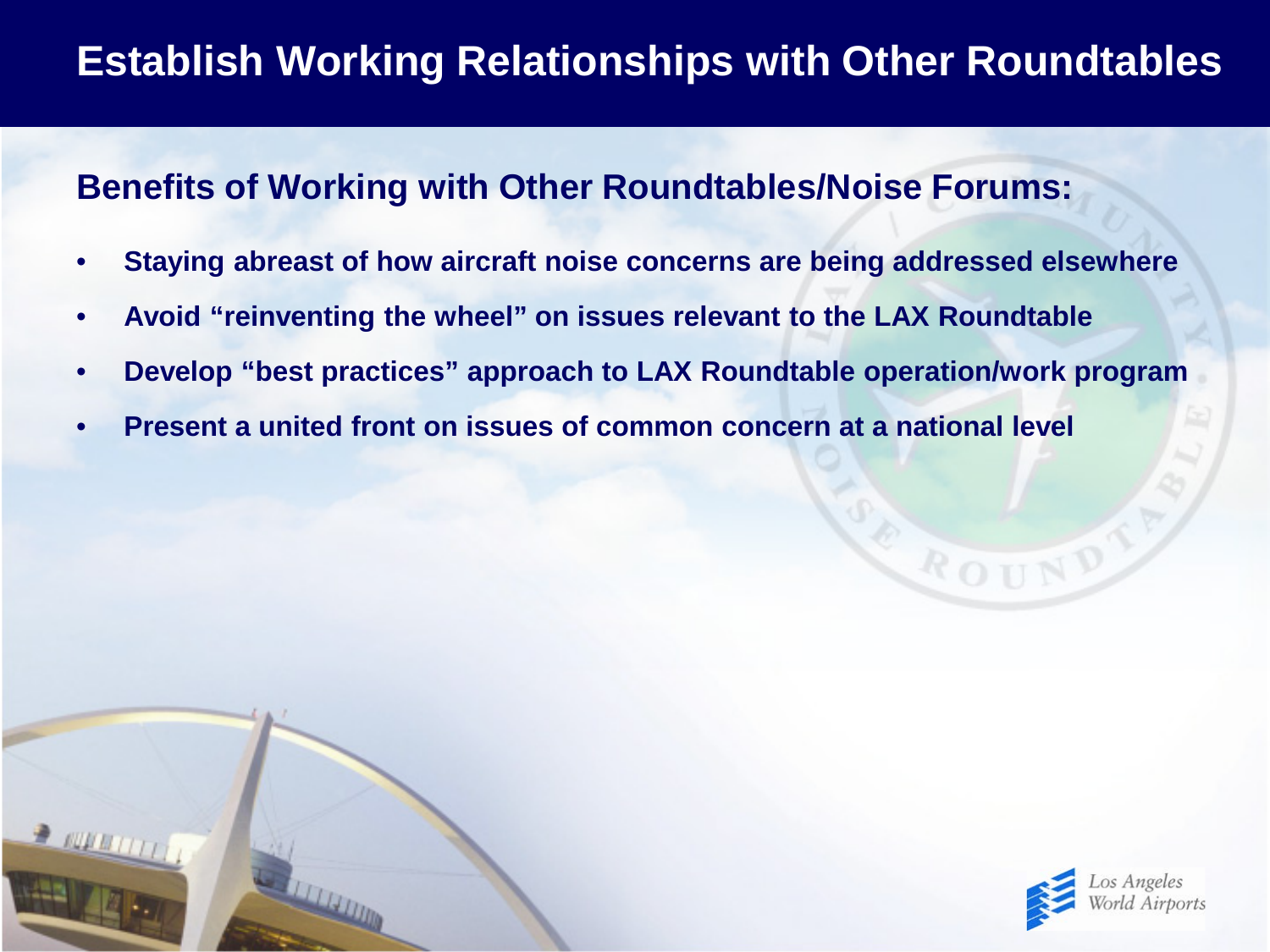# Establish Working Relationships with Other Roundtables

## Benefits of Working with Other Roundtables/Noise Forums:

- **Staying abreast of how aircraft noise concerns are being addressed elsewhere**
- **Avoid "reinventing the wheel" on issues relevant to the LAX Roundtable**
- **Develop "best practices" approach to LAX Roundtable operation/work program**
- **Present a united front on issues of common concern at a national level**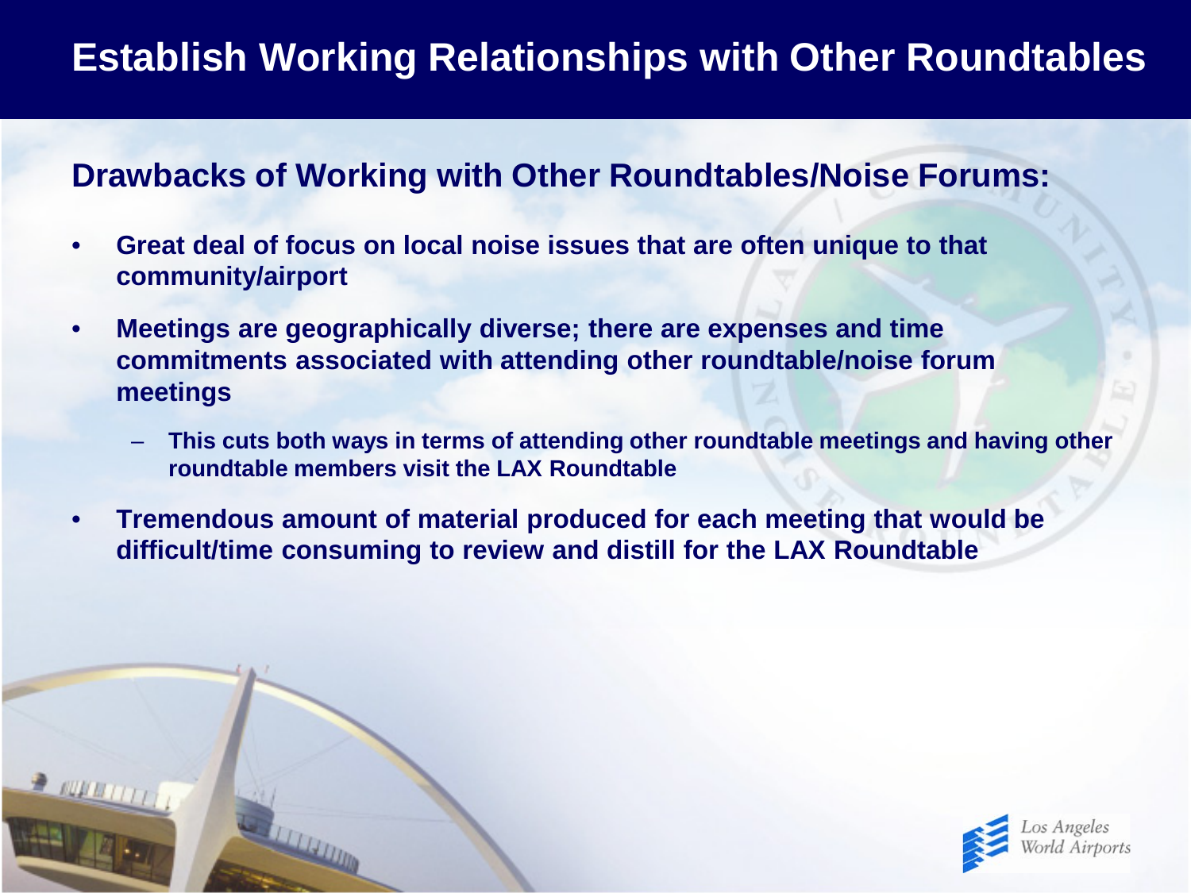# Establish Working Relationships with Other Roundtables

## Drawbacks of Working with Other Roundtables/Noise Forums:

- **Great deal of focus on local noise issues that are often unique to that community/airport**
- **Meetings are geographically diverse; there are expenses and time commitments associated with attending other roundtable/noise forum meetings**
  - **This cuts both ways in terms of attending other roundtable meetings and having other roundtable members visit the LAX Roundtable**
- **Tremendous amount of material produced for each meeting that would be difficult/time consuming to review and distill for the LAX Roundtable**

Los Angeles World Airports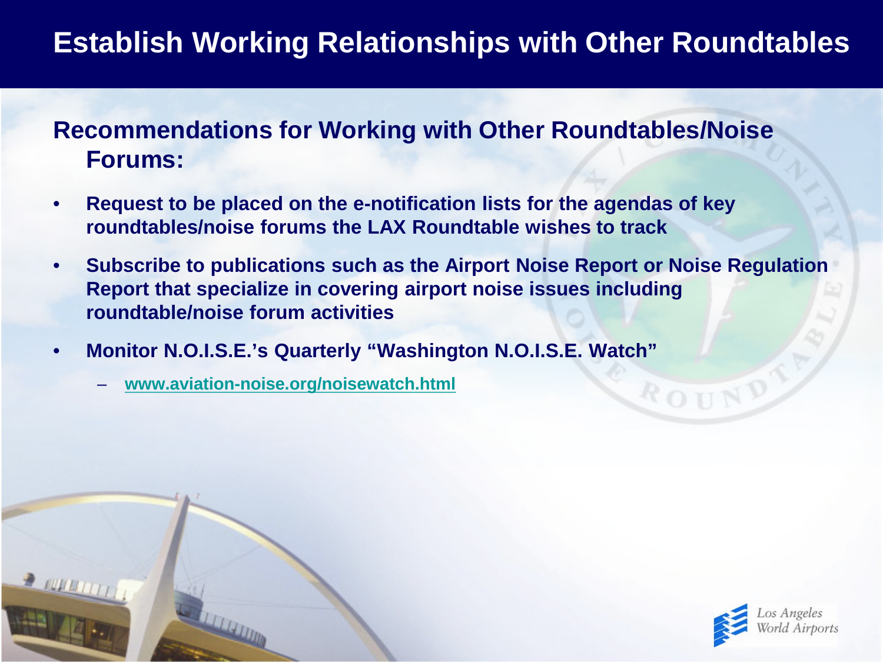# Establish Working Relationships with Other Roundtables

## Recommendations for Working with Other Roundtables/Noise Forums:

- **Request to be placed on the e-notification lists for the agendas of key roundtables/noise forums the LAX Roundtable wishes to track**
- **Subscribe to publications such as the Airport Noise Report or Noise Regulation Report that specialize in covering airport noise issues including roundtable/noise forum activities**
- **Monitor N.O.I.S.E.'s Quarterly "Washington N.O.I.S.E. Watch"**
  - **www.aviation-noise.org/noisewatch.html**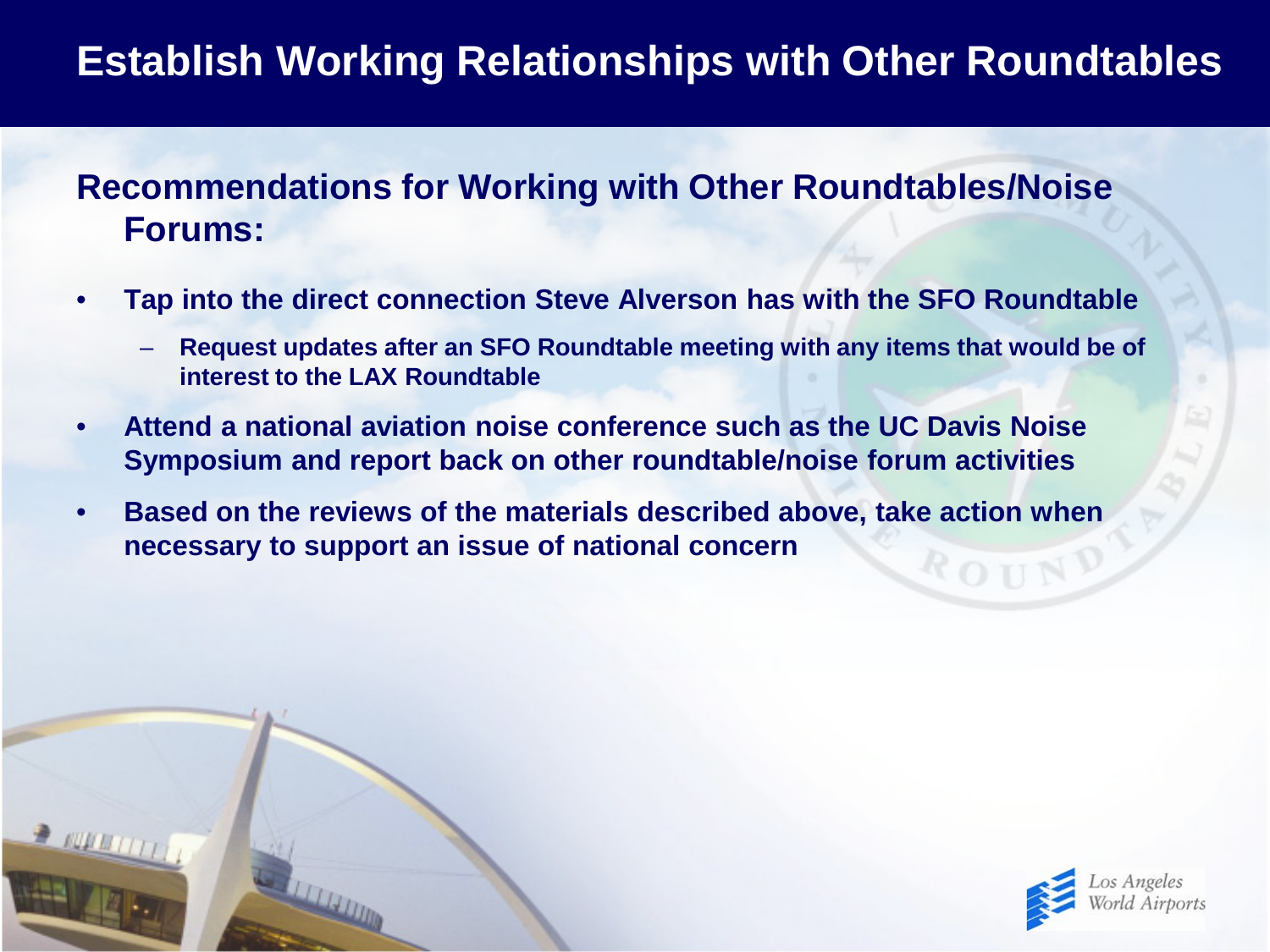# Establish Working Relationships with Other Roundtables

## Recommendations for Working with Other Roundtables/Noise Forums:

- **Tap into the direct connection Steve Alverson has with the SFO Roundtable**
  - **Request updates after an SFO Roundtable meeting with any items that would be of interest to the LAX Roundtable**
- **Attend a national aviation noise conference such as the UC Davis Noise Symposium and report back on other roundtable/noise forum activities**
- **Based on the reviews of the materials described above, take action when necessary to support an issue of national concern**

Los Angeles World Airports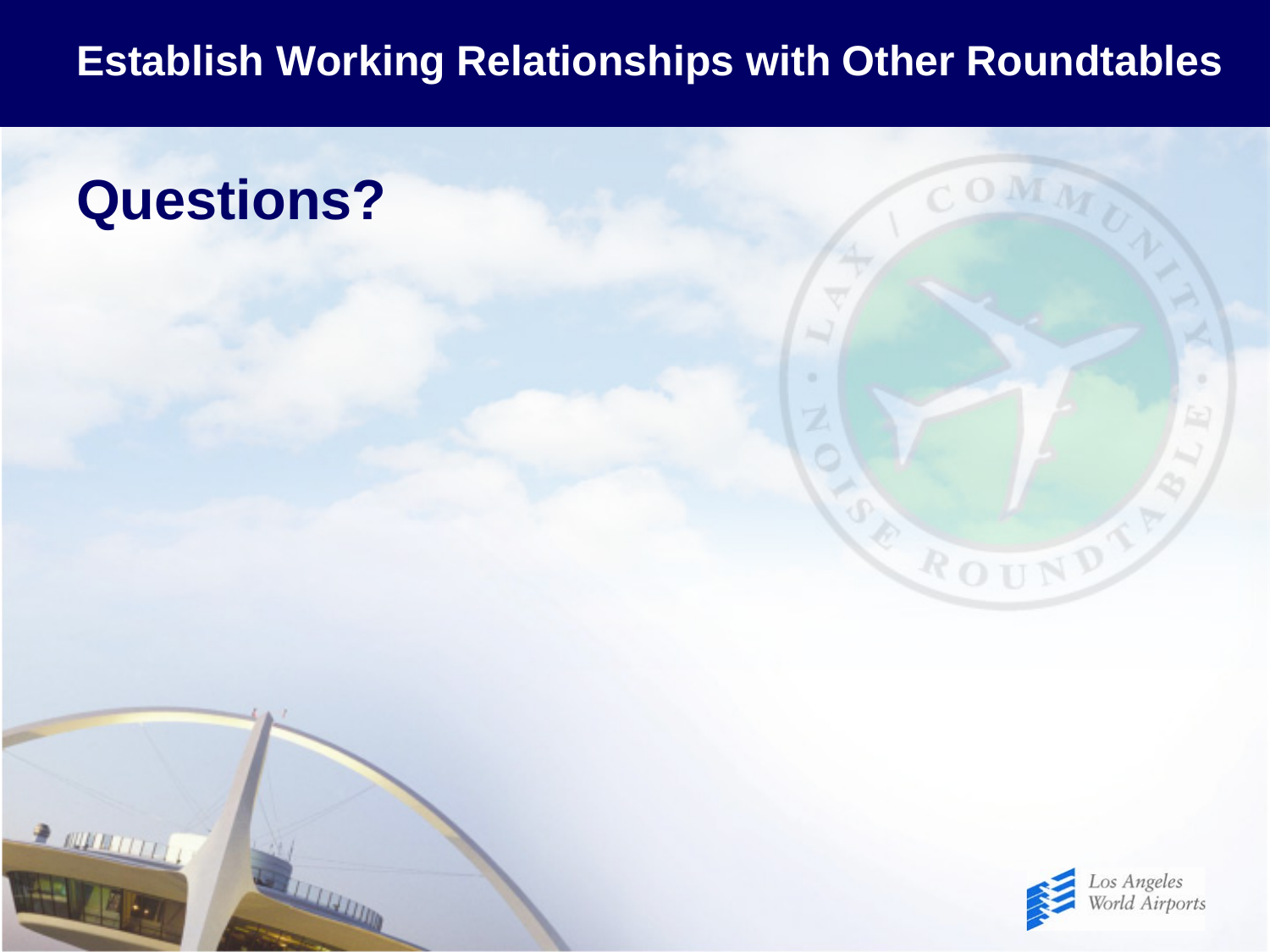# Establish Working Relationships with Other Roundtables

## Questions?